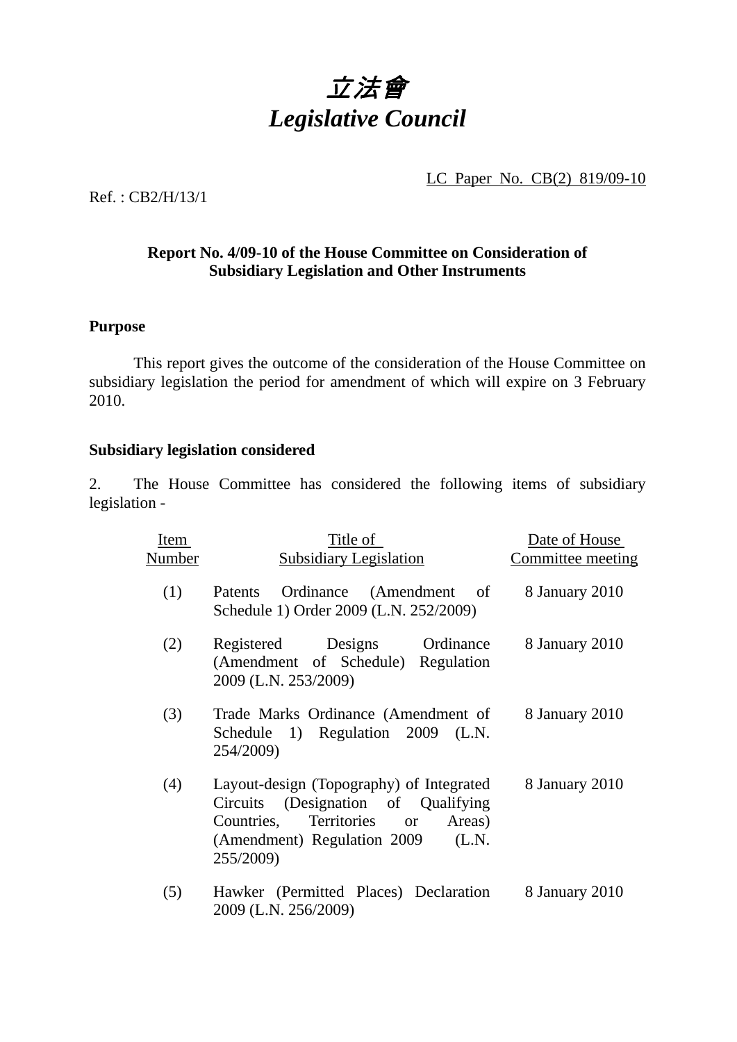# *立法會*
# *Legislative Council*

LC Paper No. CB(2) 819/09-10

Ref. : CB2/H/13/1

**Report No. 4/09-10 of the House Committee on Consideration of Subsidiary Legislation and Other Instruments**

**Purpose**

This report gives the outcome of the consideration of the House Committee on subsidiary legislation the period for amendment of which will expire on 3 February 2010.

**Subsidiary legislation considered**

2. The House Committee has considered the following items of subsidiary legislation -

| Item Number | Title of Subsidiary Legislation | Date of House Committee meeting |
|---|---|---|
| (1) | Patents Ordinance (Amendment of Schedule 1) Order 2009 (L.N. 252/2009) | 8 January 2010 |
| (2) | Registered Designs Ordinance (Amendment of Schedule) Regulation 2009 (L.N. 253/2009) | 8 January 2010 |
| (3) | Trade Marks Ordinance (Amendment of Schedule 1) Regulation 2009 (L.N. 254/2009) | 8 January 2010 |
| (4) | Layout-design (Topography) of Integrated Circuits (Designation of Qualifying Countries, Territories or Areas) (Amendment) Regulation 2009 (L.N. 255/2009) | 8 January 2010 |
| (5) | Hawker (Permitted Places) Declaration 2009 (L.N. 256/2009) | 8 January 2010 |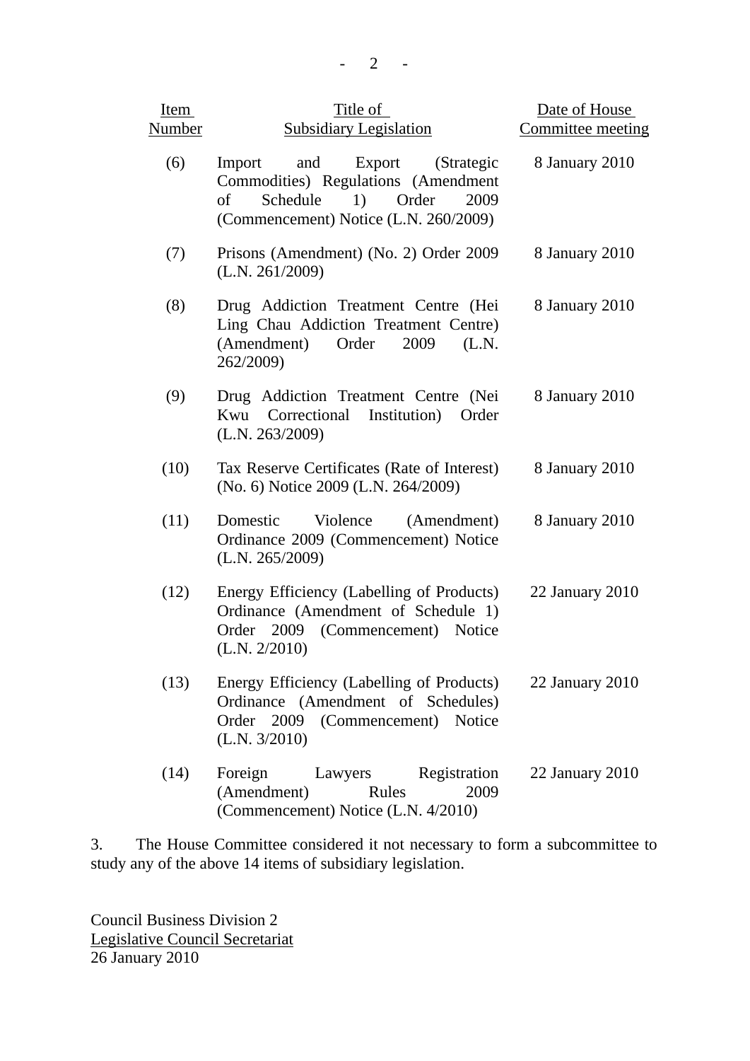| Item Number | Title of Subsidiary Legislation | Date of House Committee meeting |
|---|---|---|
| (6) | Import and Export (Strategic Commodities) Regulations (Amendment of Schedule 1) Order 2009 (Commencement) Notice (L.N. 260/2009) | 8 January 2010 |
| (7) | Prisons (Amendment) (No. 2) Order 2009 (L.N. 261/2009) | 8 January 2010 |
| (8) | Drug Addiction Treatment Centre (Hei Ling Chau Addiction Treatment Centre) (Amendment) Order 2009 (L.N. 262/2009) | 8 January 2010 |
| (9) | Drug Addiction Treatment Centre (Nei Kwu Correctional Institution) Order (L.N. 263/2009) | 8 January 2010 |
| (10) | Tax Reserve Certificates (Rate of Interest) (No. 6) Notice 2009 (L.N. 264/2009) | 8 January 2010 |
| (11) | Domestic Violence (Amendment) Ordinance 2009 (Commencement) Notice (L.N. 265/2009) | 8 January 2010 |
| (12) | Energy Efficiency (Labelling of Products) Ordinance (Amendment of Schedule 1) Order 2009 (Commencement) Notice (L.N. 2/2010) | 22 January 2010 |
| (13) | Energy Efficiency (Labelling of Products) Ordinance (Amendment of Schedules) Order 2009 (Commencement) Notice (L.N. 3/2010) | 22 January 2010 |
| (14) | Foreign Lawyers Registration (Amendment) Rules 2009 (Commencement) Notice (L.N. 4/2010) | 22 January 2010 |

3. The House Committee considered it not necessary to form a subcommittee to study any of the above 14 items of subsidiary legislation.

Council Business Division 2
Legislative Council Secretariat
26 January 2010